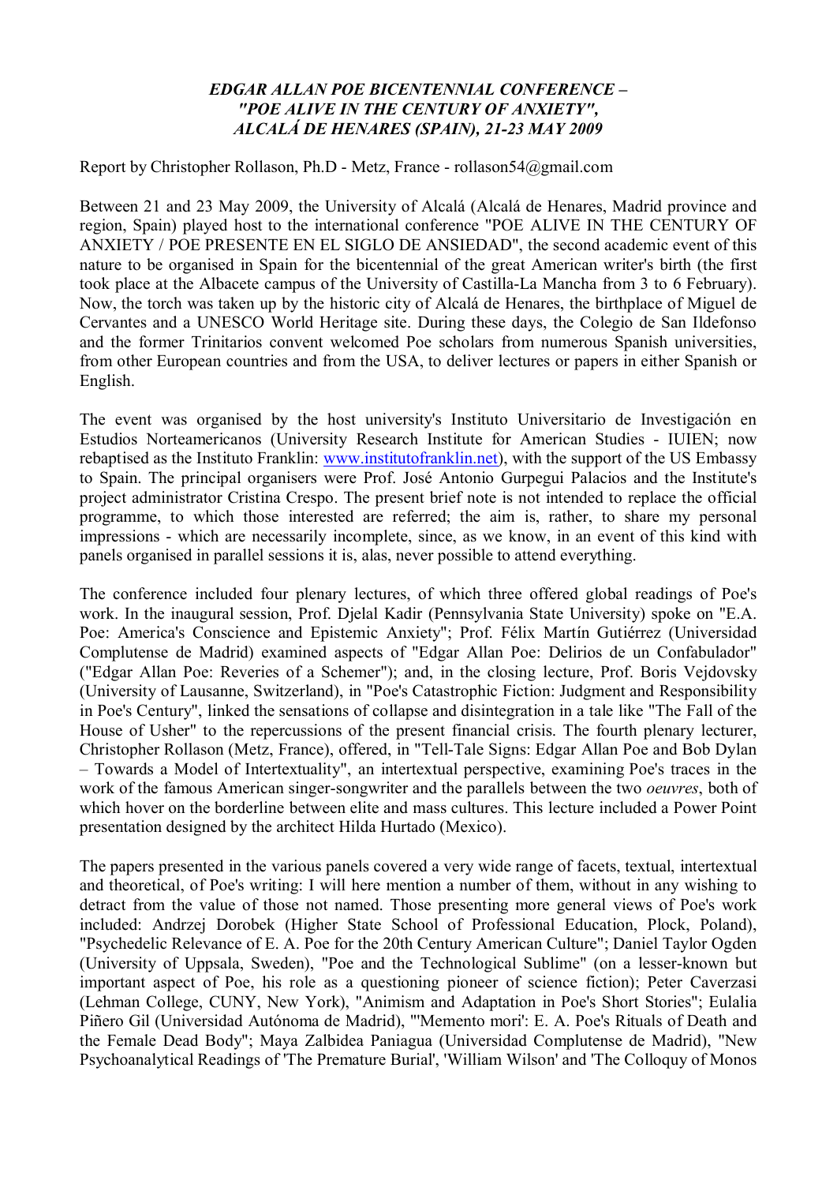***EDGAR ALLAN POE BICENTENNIAL CONFERENCE – "POE ALIVE IN THE CENTURY OF ANXIETY", ALCALÁ DE HENARES (SPAIN), 21-23 MAY 2009***

Report by Christopher Rollason, Ph.D - Metz, France - rollason54@gmail.com

Between 21 and 23 May 2009, the University of Alcalá (Alcalá de Henares, Madrid province and region, Spain) played host to the international conference "POE ALIVE IN THE CENTURY OF ANXIETY / POE PRESENTE EN EL SIGLO DE ANSIEDAD", the second academic event of this nature to be organised in Spain for the bicentennial of the great American writer's birth (the first took place at the Albacete campus of the University of Castilla-La Mancha from 3 to 6 February). Now, the torch was taken up by the historic city of Alcalá de Henares, the birthplace of Miguel de Cervantes and a UNESCO World Heritage site. During these days, the Colegio de San Ildefonso and the former Trinitarios convent welcomed Poe scholars from numerous Spanish universities, from other European countries and from the USA, to deliver lectures or papers in either Spanish or English.

The event was organised by the host university's Instituto Universitario de Investigación en Estudios Norteamericanos (University Research Institute for American Studies - IUIEN; now rebaptised as the Instituto Franklin: [www.institutofranklin.net](www.institutofranklin.net)), with the support of the US Embassy to Spain. The principal organisers were Prof. José Antonio Gurpegui Palacios and the Institute's project administrator Cristina Crespo. The present brief note is not intended to replace the official programme, to which those interested are referred; the aim is, rather, to share my personal impressions - which are necessarily incomplete, since, as we know, in an event of this kind with panels organised in parallel sessions it is, alas, never possible to attend everything.

The conference included four plenary lectures, of which three offered global readings of Poe's work. In the inaugural session, Prof. Djelal Kadir (Pennsylvania State University) spoke on "E.A. Poe: America's Conscience and Epistemic Anxiety"; Prof. Félix Martín Gutiérrez (Universidad Complutense de Madrid) examined aspects of "Edgar Allan Poe: Delirios de un Confabulador" ("Edgar Allan Poe: Reveries of a Schemer"); and, in the closing lecture, Prof. Boris Vejdovsky (University of Lausanne, Switzerland), in "Poe's Catastrophic Fiction: Judgment and Responsibility in Poe's Century", linked the sensations of collapse and disintegration in a tale like "The Fall of the House of Usher" to the repercussions of the present financial crisis. The fourth plenary lecturer, Christopher Rollason (Metz, France), offered, in "Tell-Tale Signs: Edgar Allan Poe and Bob Dylan – Towards a Model of Intertextuality", an intertextual perspective, examining Poe's traces in the work of the famous American singer-songwriter and the parallels between the two *oeuvres*, both of which hover on the borderline between elite and mass cultures. This lecture included a Power Point presentation designed by the architect Hilda Hurtado (Mexico).

The papers presented in the various panels covered a very wide range of facets, textual, intertextual and theoretical, of Poe's writing: I will here mention a number of them, without in any wishing to detract from the value of those not named. Those presenting more general views of Poe's work included: Andrzej Dorobek (Higher State School of Professional Education, Plock, Poland), "Psychedelic Relevance of E. A. Poe for the 20th Century American Culture"; Daniel Taylor Ogden (University of Uppsala, Sweden), "Poe and the Technological Sublime" (on a lesser-known but important aspect of Poe, his role as a questioning pioneer of science fiction); Peter Caverzasi (Lehman College, CUNY, New York), "Animism and Adaptation in Poe's Short Stories"; Eulalia Piñero Gil (Universidad Autónoma de Madrid), "'Memento mori': E. A. Poe's Rituals of Death and the Female Dead Body"; Maya Zalbidea Paniagua (Universidad Complutense de Madrid), "New Psychoanalytical Readings of 'The Premature Burial', 'William Wilson' and 'The Colloquy of Monos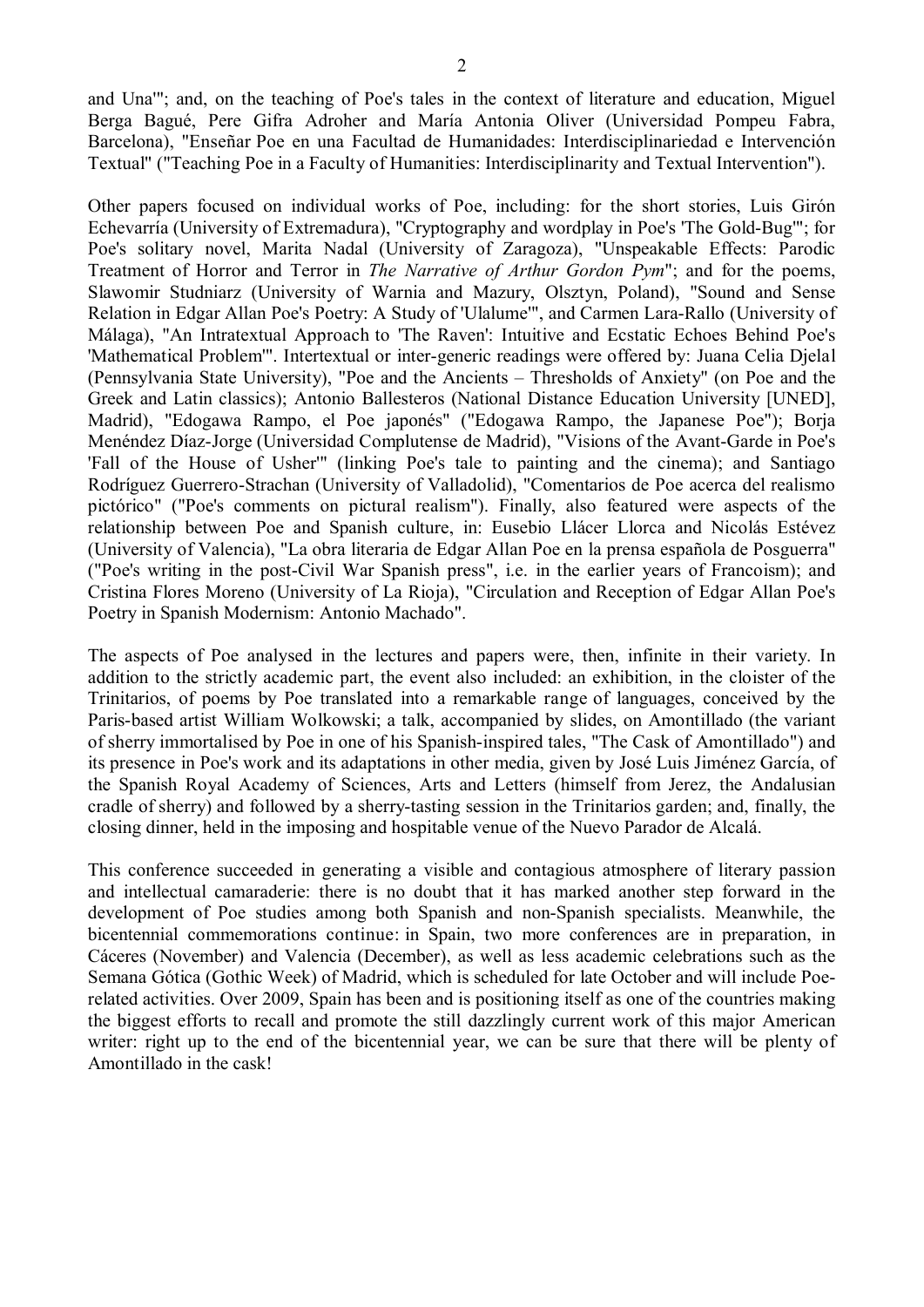and Una'"; and, on the teaching of Poe's tales in the context of literature and education, Miguel Berga Bagué, Pere Gifra Adroher and María Antonia Oliver (Universidad Pompeu Fabra, Barcelona), "Enseñar Poe en una Facultad de Humanidades: Interdisciplinariedad e Intervención Textual" ("Teaching Poe in a Faculty of Humanities: Interdisciplinarity and Textual Intervention").

Other papers focused on individual works of Poe, including: for the short stories, Luis Girón Echevarría (University of Extremadura), "Cryptography and wordplay in Poe's 'The Gold-Bug'"; for Poe's solitary novel, Marita Nadal (University of Zaragoza), "Unspeakable Effects: Parodic Treatment of Horror and Terror in *The Narrative of Arthur Gordon Pym*"; and for the poems, Slawomir Studniarz (University of Warnia and Mazury, Olsztyn, Poland), "Sound and Sense Relation in Edgar Allan Poe's Poetry: A Study of 'Ulalume'", and Carmen Lara-Rallo (University of Málaga), "An Intratextual Approach to 'The Raven': Intuitive and Ecstatic Echoes Behind Poe's 'Mathematical Problem'". Intertextual or inter-generic readings were offered by: Juana Celia Djelal (Pennsylvania State University), "Poe and the Ancients – Thresholds of Anxiety" (on Poe and the Greek and Latin classics); Antonio Ballesteros (National Distance Education University [UNED], Madrid), "Edogawa Rampo, el Poe japonés" ("Edogawa Rampo, the Japanese Poe"); Borja Menéndez Díaz-Jorge (Universidad Complutense de Madrid), "Visions of the Avant-Garde in Poe's 'Fall of the House of Usher'" (linking Poe's tale to painting and the cinema); and Santiago Rodríguez Guerrero-Strachan (University of Valladolid), "Comentarios de Poe acerca del realismo pictórico" ("Poe's comments on pictural realism"). Finally, also featured were aspects of the relationship between Poe and Spanish culture, in: Eusebio Llácer Llorca and Nicolás Estévez (University of Valencia), "La obra literaria de Edgar Allan Poe en la prensa española de Posguerra" ("Poe's writing in the post-Civil War Spanish press", i.e. in the earlier years of Francoism); and Cristina Flores Moreno (University of La Rioja), "Circulation and Reception of Edgar Allan Poe's Poetry in Spanish Modernism: Antonio Machado".

The aspects of Poe analysed in the lectures and papers were, then, infinite in their variety. In addition to the strictly academic part, the event also included: an exhibition, in the cloister of the Trinitarios, of poems by Poe translated into a remarkable range of languages, conceived by the Paris-based artist William Wolkowski; a talk, accompanied by slides, on Amontillado (the variant of sherry immortalised by Poe in one of his Spanish-inspired tales, "The Cask of Amontillado") and its presence in Poe's work and its adaptations in other media, given by José Luis Jiménez García, of the Spanish Royal Academy of Sciences, Arts and Letters (himself from Jerez, the Andalusian cradle of sherry) and followed by a sherry-tasting session in the Trinitarios garden; and, finally, the closing dinner, held in the imposing and hospitable venue of the Nuevo Parador de Alcalá.

This conference succeeded in generating a visible and contagious atmosphere of literary passion and intellectual camaraderie: there is no doubt that it has marked another step forward in the development of Poe studies among both Spanish and non-Spanish specialists. Meanwhile, the bicentennial commemorations continue: in Spain, two more conferences are in preparation, in Cáceres (November) and Valencia (December), as well as less academic celebrations such as the Semana Gótica (Gothic Week) of Madrid, which is scheduled for late October and will include Poe-related activities. Over 2009, Spain has been and is positioning itself as one of the countries making the biggest efforts to recall and promote the still dazzlingly current work of this major American writer: right up to the end of the bicentennial year, we can be sure that there will be plenty of Amontillado in the cask!